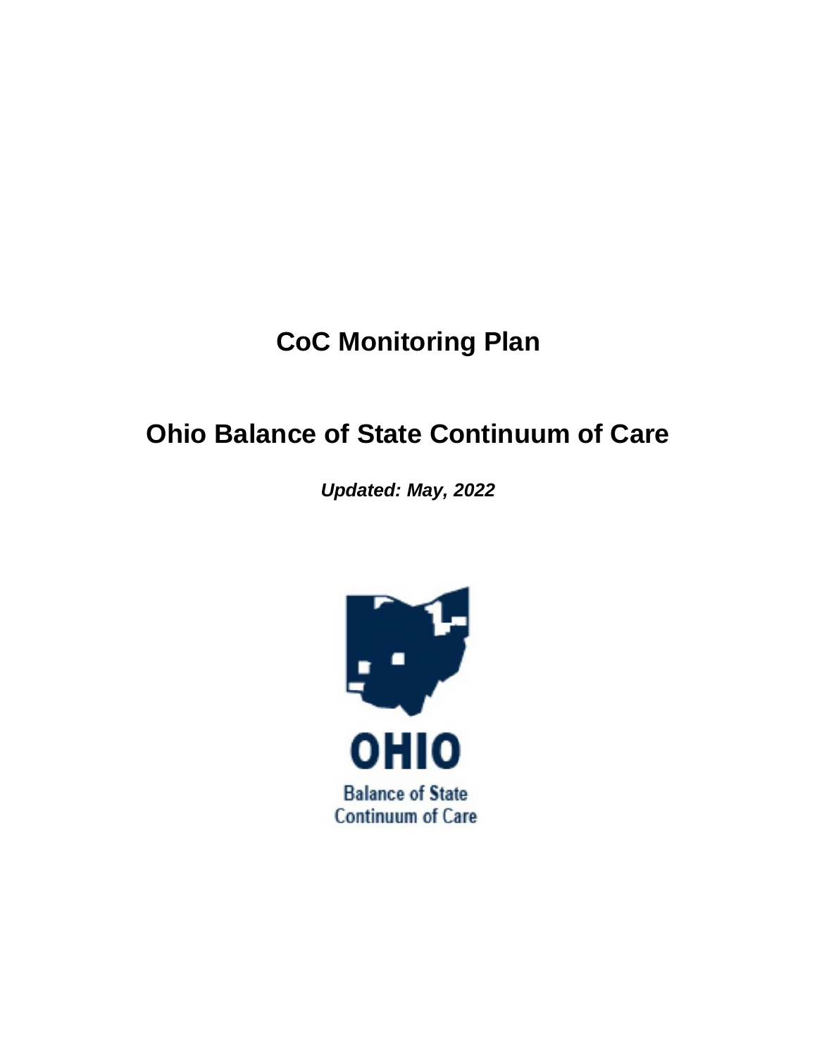# CoC Monitoring Plan

# Ohio Balance of State Continuum of Care

***Updated: May, 2022***

OHIO

Balance of State
Continuum of Care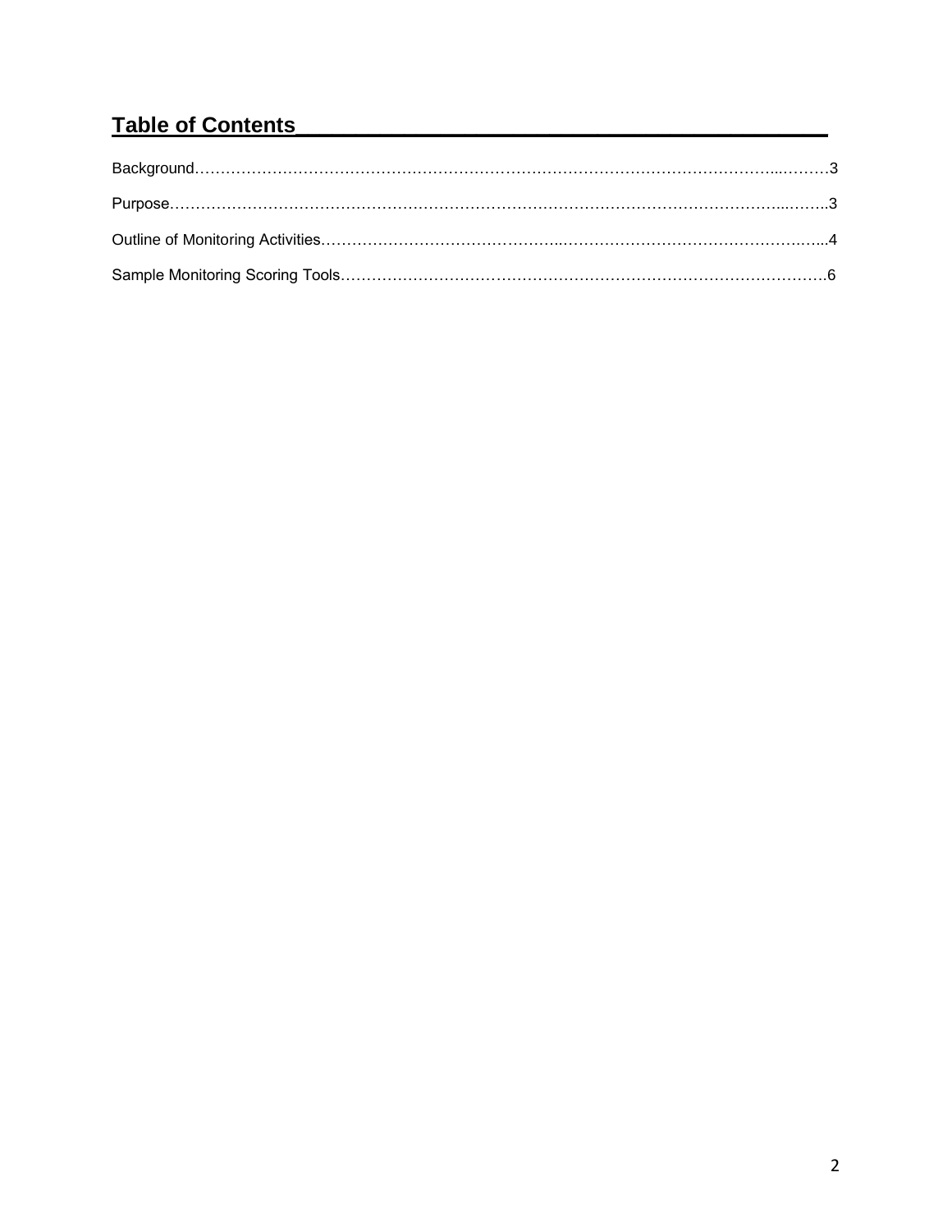## Table of Contents

Background……………………………………………………………………………………………………...………3

Purpose…………………………………………………………………………………………………………...……..3

Outline of Monitoring Activities………………………………………..……………………………………….…...4

Sample Monitoring Scoring Tools……………………………………………………………………………………6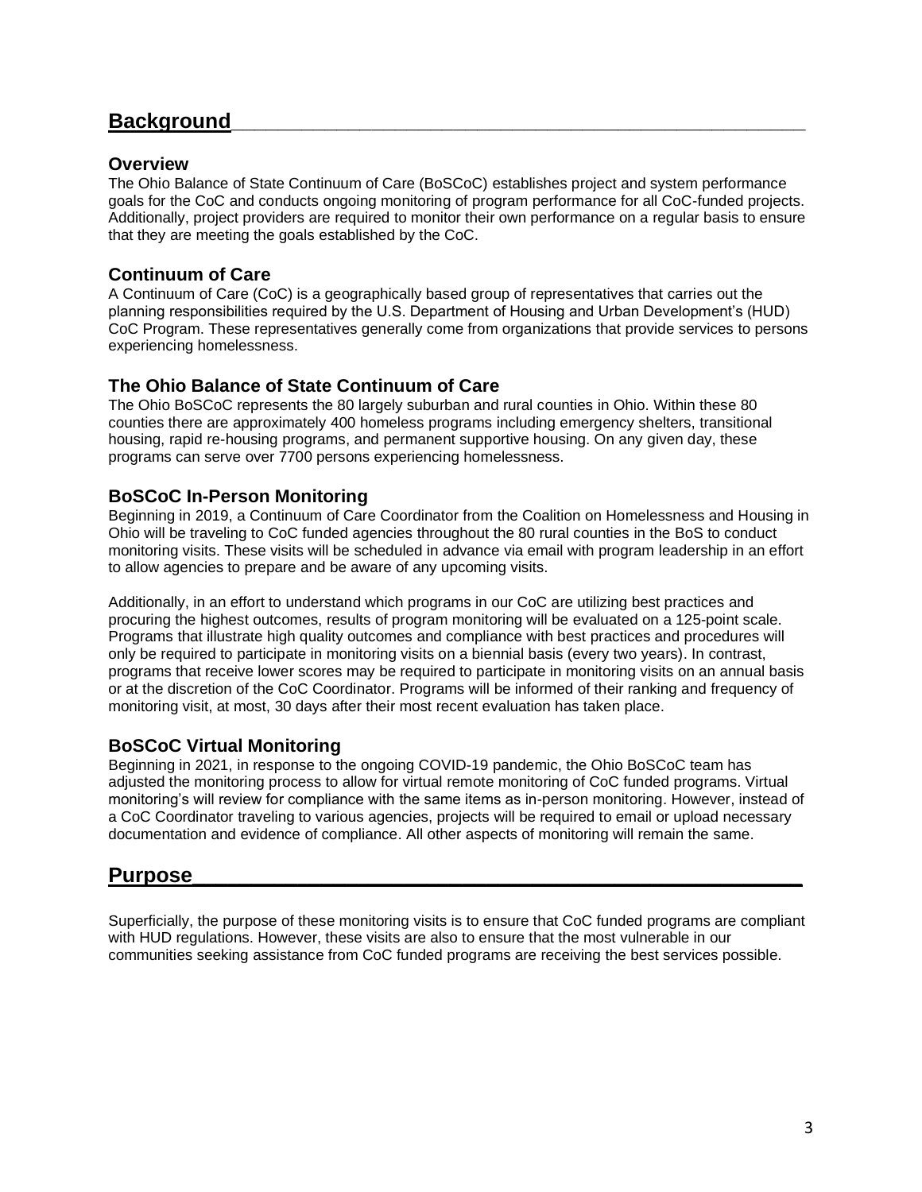# Background

## Overview

The Ohio Balance of State Continuum of Care (BoSCoC) establishes project and system performance goals for the CoC and conducts ongoing monitoring of program performance for all CoC-funded projects. Additionally, project providers are required to monitor their own performance on a regular basis to ensure that they are meeting the goals established by the CoC.

## Continuum of Care

A Continuum of Care (CoC) is a geographically based group of representatives that carries out the planning responsibilities required by the U.S. Department of Housing and Urban Development's (HUD) CoC Program. These representatives generally come from organizations that provide services to persons experiencing homelessness.

## The Ohio Balance of State Continuum of Care

The Ohio BoSCoC represents the 80 largely suburban and rural counties in Ohio. Within these 80 counties there are approximately 400 homeless programs including emergency shelters, transitional housing, rapid re-housing programs, and permanent supportive housing. On any given day, these programs can serve over 7700 persons experiencing homelessness.

## BoSCoC In-Person Monitoring

Beginning in 2019, a Continuum of Care Coordinator from the Coalition on Homelessness and Housing in Ohio will be traveling to CoC funded agencies throughout the 80 rural counties in the BoS to conduct monitoring visits. These visits will be scheduled in advance via email with program leadership in an effort to allow agencies to prepare and be aware of any upcoming visits.

Additionally, in an effort to understand which programs in our CoC are utilizing best practices and procuring the highest outcomes, results of program monitoring will be evaluated on a 125-point scale. Programs that illustrate high quality outcomes and compliance with best practices and procedures will only be required to participate in monitoring visits on a biennial basis (every two years). In contrast, programs that receive lower scores may be required to participate in monitoring visits on an annual basis or at the discretion of the CoC Coordinator. Programs will be informed of their ranking and frequency of monitoring visit, at most, 30 days after their most recent evaluation has taken place.

## BoSCoC Virtual Monitoring

Beginning in 2021, in response to the ongoing COVID-19 pandemic, the Ohio BoSCoC team has adjusted the monitoring process to allow for virtual remote monitoring of CoC funded programs. Virtual monitoring's will review for compliance with the same items as in-person monitoring. However, instead of a CoC Coordinator traveling to various agencies, projects will be required to email or upload necessary documentation and evidence of compliance. All other aspects of monitoring will remain the same.

# Purpose

Superficially, the purpose of these monitoring visits is to ensure that CoC funded programs are compliant with HUD regulations. However, these visits are also to ensure that the most vulnerable in our communities seeking assistance from CoC funded programs are receiving the best services possible.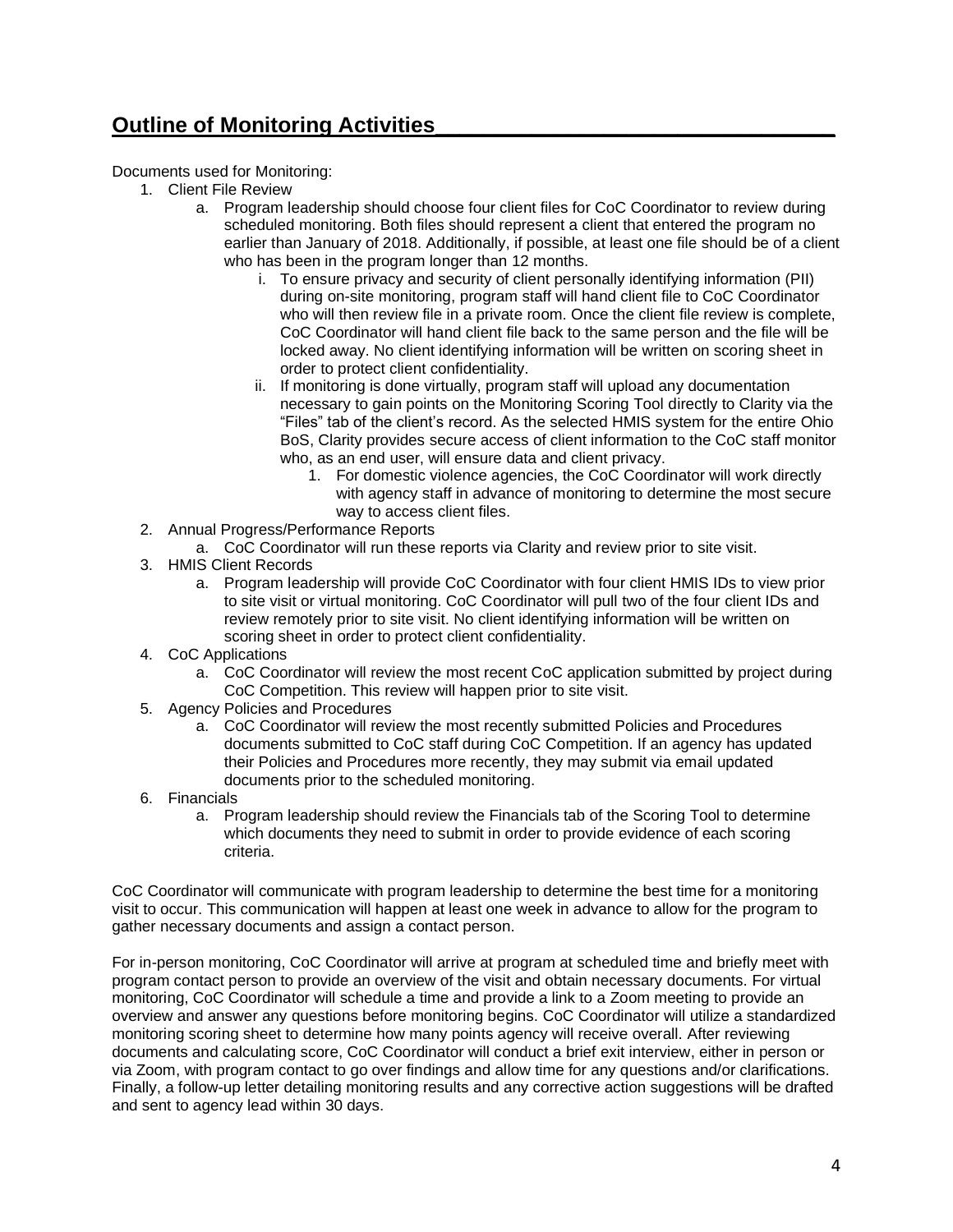## Outline of Monitoring Activities

Documents used for Monitoring:

1. Client File Review
    a. Program leadership should choose four client files for CoC Coordinator to review during scheduled monitoring. Both files should represent a client that entered the program no earlier than January of 2018. Additionally, if possible, at least one file should be of a client who has been in the program longer than 12 months.
        i. To ensure privacy and security of client personally identifying information (PII) during on-site monitoring, program staff will hand client file to CoC Coordinator who will then review file in a private room. Once the client file review is complete, CoC Coordinator will hand client file back to the same person and the file will be locked away. No client identifying information will be written on scoring sheet in order to protect client confidentiality.
        ii. If monitoring is done virtually, program staff will upload any documentation necessary to gain points on the Monitoring Scoring Tool directly to Clarity via the "Files" tab of the client's record. As the selected HMIS system for the entire Ohio BoS, Clarity provides secure access of client information to the CoC staff monitor who, as an end user, will ensure data and client privacy.
            1. For domestic violence agencies, the CoC Coordinator will work directly with agency staff in advance of monitoring to determine the most secure way to access client files.
2. Annual Progress/Performance Reports
    a. CoC Coordinator will run these reports via Clarity and review prior to site visit.
3. HMIS Client Records
    a. Program leadership will provide CoC Coordinator with four client HMIS IDs to view prior to site visit or virtual monitoring. CoC Coordinator will pull two of the four client IDs and review remotely prior to site visit. No client identifying information will be written on scoring sheet in order to protect client confidentiality.
4. CoC Applications
    a. CoC Coordinator will review the most recent CoC application submitted by project during CoC Competition. This review will happen prior to site visit.
5. Agency Policies and Procedures
    a. CoC Coordinator will review the most recently submitted Policies and Procedures documents submitted to CoC staff during CoC Competition. If an agency has updated their Policies and Procedures more recently, they may submit via email updated documents prior to the scheduled monitoring.
6. Financials
    a. Program leadership should review the Financials tab of the Scoring Tool to determine which documents they need to submit in order to provide evidence of each scoring criteria.

CoC Coordinator will communicate with program leadership to determine the best time for a monitoring visit to occur. This communication will happen at least one week in advance to allow for the program to gather necessary documents and assign a contact person.

For in-person monitoring, CoC Coordinator will arrive at program at scheduled time and briefly meet with program contact person to provide an overview of the visit and obtain necessary documents. For virtual monitoring, CoC Coordinator will schedule a time and provide a link to a Zoom meeting to provide an overview and answer any questions before monitoring begins. CoC Coordinator will utilize a standardized monitoring scoring sheet to determine how many points agency will receive overall. After reviewing documents and calculating score, CoC Coordinator will conduct a brief exit interview, either in person or via Zoom, with program contact to go over findings and allow time for any questions and/or clarifications. Finally, a follow-up letter detailing monitoring results and any corrective action suggestions will be drafted and sent to agency lead within 30 days.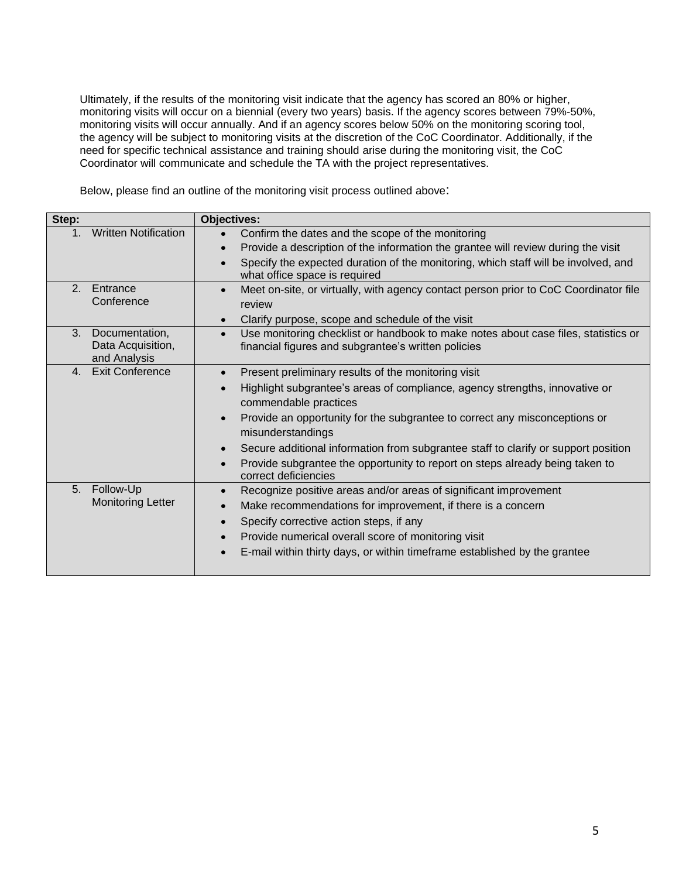Ultimately, if the results of the monitoring visit indicate that the agency has scored an 80% or higher, monitoring visits will occur on a biennial (every two years) basis. If the agency scores between 79%-50%, monitoring visits will occur annually. And if an agency scores below 50% on the monitoring scoring tool, the agency will be subject to monitoring visits at the discretion of the CoC Coordinator. Additionally, if the need for specific technical assistance and training should arise during the monitoring visit, the CoC Coordinator will communicate and schedule the TA with the project representatives.

Below, please find an outline of the monitoring visit process outlined above:

| Step: | Objectives: |
| --- | --- |
| 1. Written Notification | • Confirm the dates and the scope of the monitoring<br>• Provide a description of the information the grantee will review during the visit<br>• Specify the expected duration of the monitoring, which staff will be involved, and what office space is required |
| 2. Entrance Conference | • Meet on-site, or virtually, with agency contact person prior to CoC Coordinator file review<br>• Clarify purpose, scope and schedule of the visit |
| 3. Documentation, Data Acquisition, and Analysis | • Use monitoring checklist or handbook to make notes about case files, statistics or financial figures and subgrantee's written policies |
| 4. Exit Conference | • Present preliminary results of the monitoring visit<br>• Highlight subgrantee's areas of compliance, agency strengths, innovative or commendable practices<br>• Provide an opportunity for the subgrantee to correct any misconceptions or misunderstandings<br>• Secure additional information from subgrantee staff to clarify or support position<br>• Provide subgrantee the opportunity to report on steps already being taken to correct deficiencies |
| 5. Follow-Up Monitoring Letter | • Recognize positive areas and/or areas of significant improvement<br>• Make recommendations for improvement, if there is a concern<br>• Specify corrective action steps, if any<br>• Provide numerical overall score of monitoring visit<br>• E-mail within thirty days, or within timeframe established by the grantee |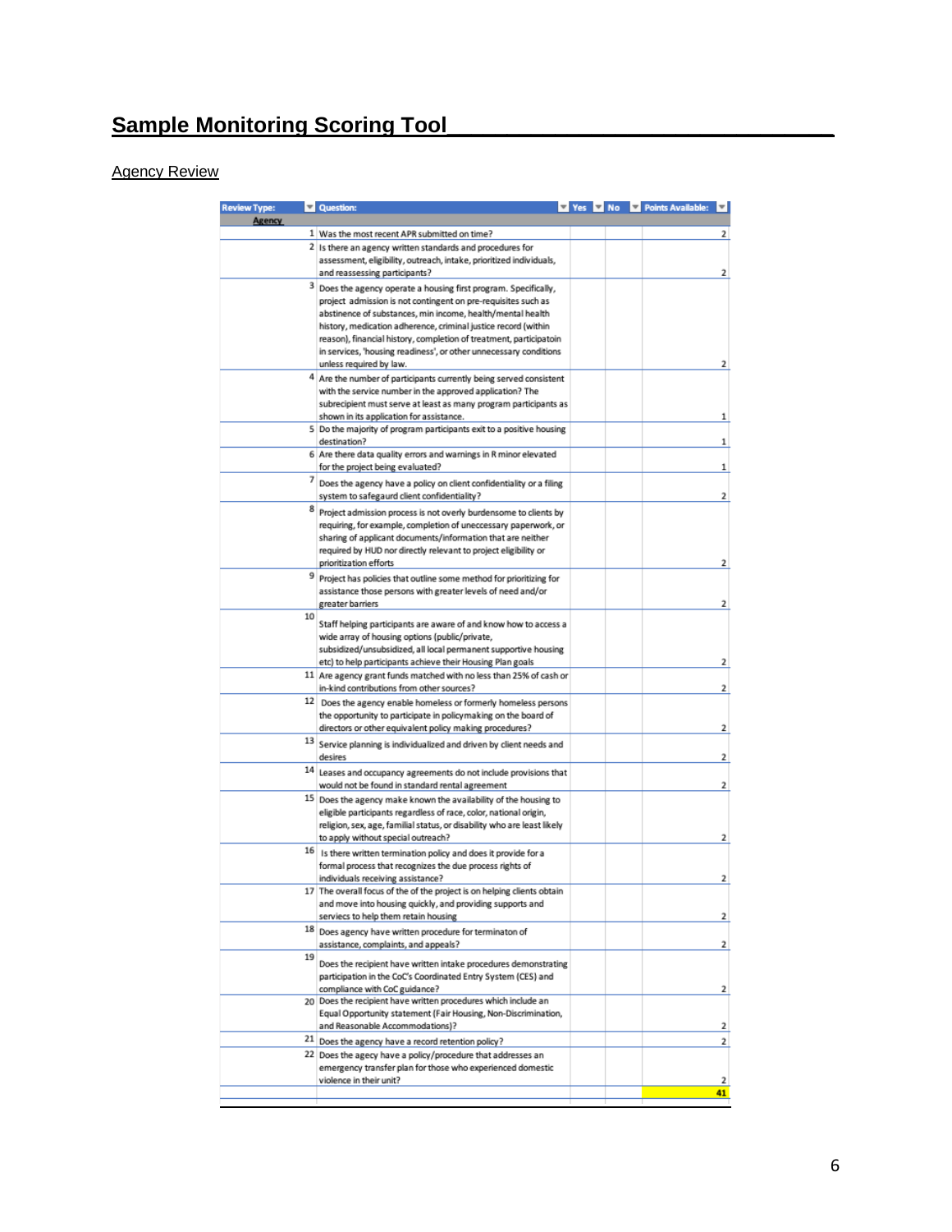# Sample Monitoring Scoring Tool

Agency Review

| Review Type: | | Question: | Yes | No | Points Available: |
|---|---|---|---|---|---|
| Agency | | | | | |
| | 1 | Was the most recent APR submitted on time? | | | 2 |
| | 2 | Is there an agency written standards and procedures for assessment, eligibility, outreach, intake, prioritized individuals, and reassessing participants? | | | 2 |
| | 3 | Does the agency operate a housing first program. Specifically, project admission is not contingent on pre-requisites such as abstinence of substances, min income, health/mental health history, medication adherence, criminal justice record (within reason), financial history, completion of treatment, participatoin in services, 'housing readiness', or other unnecessary conditions unless required by law. | | | 2 |
| | 4 | Are the number of participants currently being served consistent with the service number in the approved application? The subrecipient must serve at least as many program participants as shown in its application for assistance. | | | 1 |
| | 5 | Do the majority of program participants exit to a positive housing destination? | | | 1 |
| | 6 | Are there data quality errors and warnings in R minor elevated for the project being evaluated? | | | 1 |
| | 7 | Does the agency have a policy on client confidentiality or a filing system to safegaurd client confidentiality? | | | 2 |
| | 8 | Project admission process is not overly burdensome to clients by requiring, for example, completion of uneccessary paperwork, or sharing of applicant documents/information that are neither required by HUD nor directly relevant to project eligibility or prioritization efforts | | | 2 |
| | 9 | Project has policies that outline some method for prioritizing for assistance those persons with greater levels of need and/or greater barriers | | | 2 |
| | 10 | Staff helping participants are aware of and know how to access a wide array of housing options (public/private, subsidized/unsubsidized, all local permanent supportive housing etc) to help participants achieve their Housing Plan goals | | | 2 |
| | 11 | Are agency grant funds matched with no less than 25% of cash or in-kind contributions from other sources? | | | 2 |
| | 12 | Does the agency enable homeless or formerly homeless persons the opportunity to participate in policymaking on the board of directors or other equivalent policy making procedures? | | | 2 |
| | 13 | Service planning is individualized and driven by client needs and desires | | | 2 |
| | 14 | Leases and occupancy agreements do not include provisions that would not be found in standard rental agreement | | | 2 |
| | 15 | Does the agency make known the availability of the housing to eligible participants regardless of race, color, national origin, religion, sex, age, familial status, or disability who are least likely to apply without special outreach? | | | 2 |
| | 16 | Is there written termination policy and does it provide for a formal process that recognizes the due process rights of individuals receiving assistance? | | | 2 |
| | 17 | The overall focus of the of the project is on helping clients obtain and move into housing quickly, and providing supports and serviecs to help them retain housing | | | 2 |
| | 18 | Does agency have written procedure for terminaton of assistance, complaints, and appeals? | | | 2 |
| | 19 | Does the recipient have written intake procedures demonstrating participation in the CoC's Coordinated Entry System (CES) and compliance with CoC guidance? | | | 2 |
| | 20 | Does the recipient have written procedures which include an Equal Opportunity statement (Fair Housing, Non-Discrimination, and Reasonable Accommodations)? | | | 2 |
| | 21 | Does the agency have a record retention policy? | | | 2 |
| | 22 | Does the agecy have a policy/procedure that addresses an emergency transfer plan for those who experienced domestic violence in their unit? | | | 2 |
| | | | | | 41 |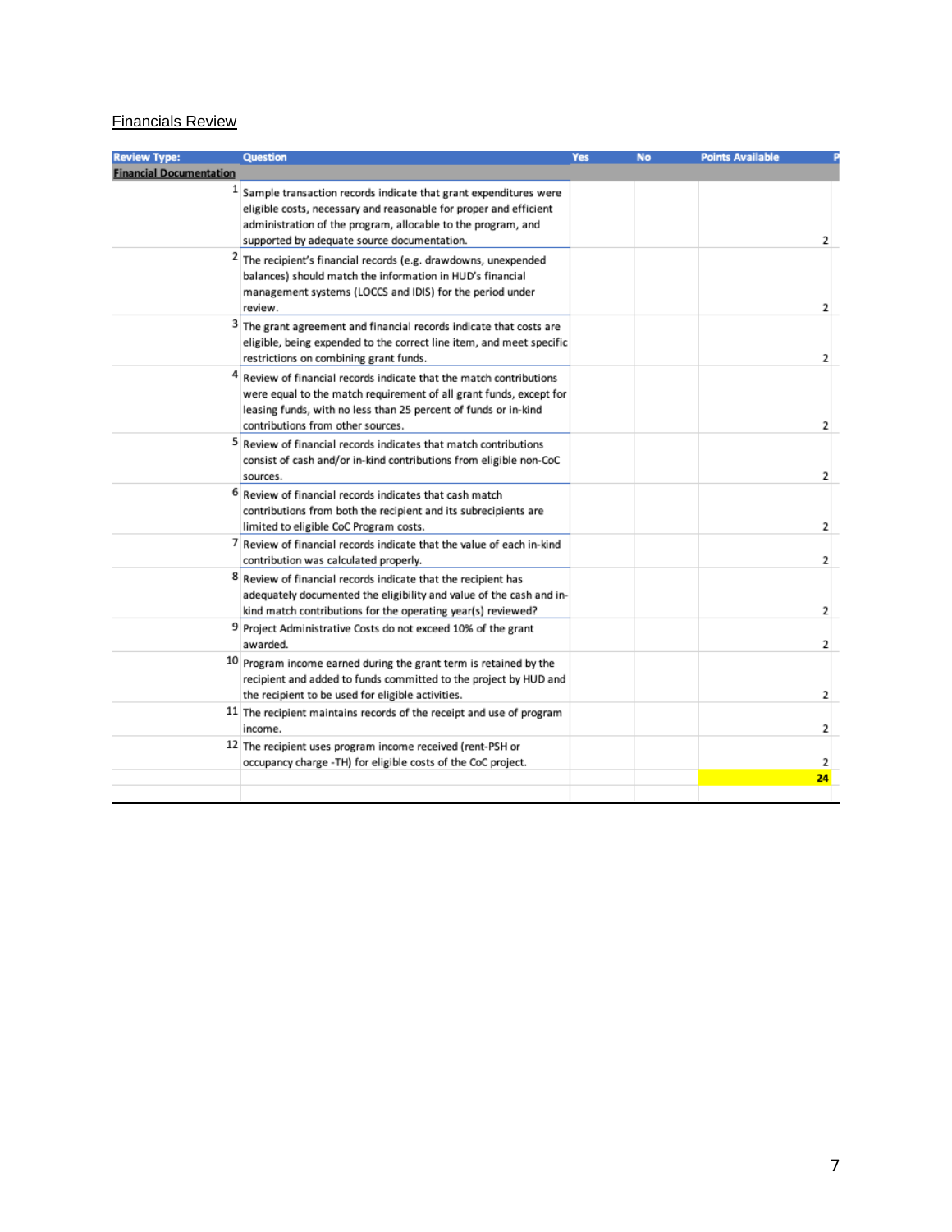Financials Review

| Review Type: | Question | Yes | No | Points Available | P |
|---|---|---|---|---|---|
| **Financial Documentation** | | | | | |
| 1 | Sample transaction records indicate that grant expenditures were eligible costs, necessary and reasonable for proper and efficient administration of the program, allocable to the program, and supported by adequate source documentation. | | | 2 | |
| 2 | The recipient's financial records (e.g. drawdowns, unexpended balances) should match the information in HUD's financial management systems (LOCCS and IDIS) for the period under review. | | | 2 | |
| 3 | The grant agreement and financial records indicate that costs are eligible, being expended to the correct line item, and meet specific restrictions on combining grant funds. | | | 2 | |
| 4 | Review of financial records indicate that the match contributions were equal to the match requirement of all grant funds, except for leasing funds, with no less than 25 percent of funds or in-kind contributions from other sources. | | | 2 | |
| 5 | Review of financial records indicates that match contributions consist of cash and/or in-kind contributions from eligible non-CoC sources. | | | 2 | |
| 6 | Review of financial records indicates that cash match contributions from both the recipient and its subrecipients are limited to eligible CoC Program costs. | | | 2 | |
| 7 | Review of financial records indicate that the value of each in-kind contribution was calculated properly. | | | 2 | |
| 8 | Review of financial records indicate that the recipient has adequately documented the eligibility and value of the cash and in-kind match contributions for the operating year(s) reviewed? | | | 2 | |
| 9 | Project Administrative Costs do not exceed 10% of the grant awarded. | | | 2 | |
| 10 | Program income earned during the grant term is retained by the recipient and added to funds committed to the project by HUD and the recipient to be used for eligible activities. | | | 2 | |
| 11 | The recipient maintains records of the receipt and use of program income. | | | 2 | |
| 12 | The recipient uses program income received (rent-PSH or occupancy charge -TH) for eligible costs of the CoC project. | | | 2 | |
| | | | | **24** | |
| | | | | | |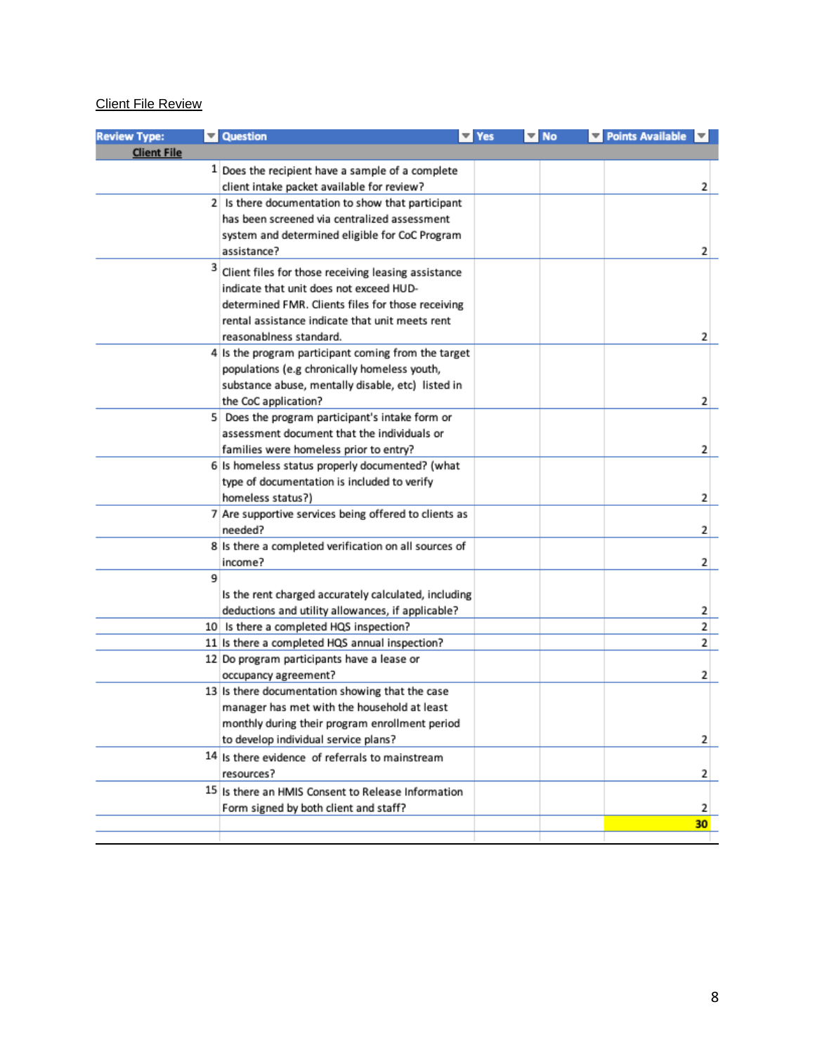Client File Review

| Review Type: | Question | Yes | No | Points Available |
|---|---|---|---|---|
| Client File | | | | |
| 1 | Does the recipient have a sample of a complete client intake packet available for review? | | | 2 |
| 2 | Is there documentation to show that participant has been screened via centralized assessment system and determined eligible for CoC Program assistance? | | | 2 |
| 3 | Client files for those receiving leasing assistance indicate that unit does not exceed HUD-determined FMR. Clients files for those receiving rental assistance indicate that unit meets rent reasonablness standard. | | | 2 |
| 4 | Is the program participant coming from the target populations (e.g chronically homeless youth, substance abuse, mentally disable, etc) listed in the CoC application? | | | 2 |
| 5 | Does the program participant's intake form or assessment document that the individuals or families were homeless prior to entry? | | | 2 |
| 6 | Is homeless status properly documented? (what type of documentation is included to verify homeless status?) | | | 2 |
| 7 | Are supportive services being offered to clients as needed? | | | 2 |
| 8 | Is there a completed verification on all sources of income? | | | 2 |
| 9 | Is the rent charged accurately calculated, including deductions and utility allowances, if applicable? | | | 2 |
| 10 | Is there a completed HQS inspection? | | | 2 |
| 11 | Is there a completed HQS annual inspection? | | | 2 |
| 12 | Do program participants have a lease or occupancy agreement? | | | 2 |
| 13 | Is there documentation showing that the case manager has met with the household at least monthly during their program enrollment period to develop individual service plans? | | | 2 |
| 14 | Is there evidence of referrals to mainstream resources? | | | 2 |
| 15 | Is there an HMIS Consent to Release Information Form signed by both client and staff? | | | 2 |
| | | | | **30** |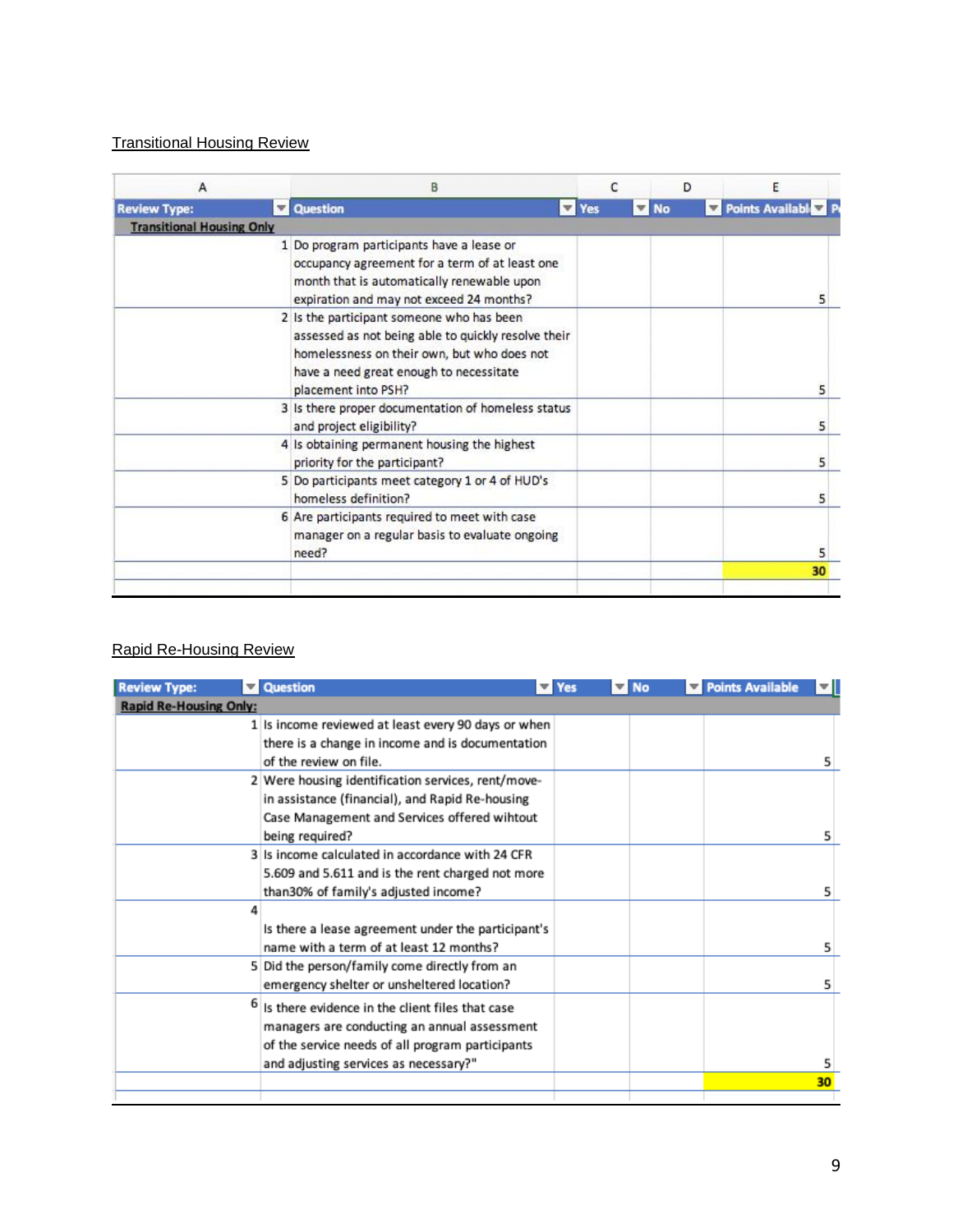Transitional Housing Review

| Review Type: | Question | Yes | No | Points Available |
|---|---|---|---|---|
| **Transitional Housing Only** | | | | |
| 1 | Do program participants have a lease or occupancy agreement for a term of at least one month that is automatically renewable upon expiration and may not exceed 24 months? | | | 5 |
| 2 | Is the participant someone who has been assessed as not being able to quickly resolve their homelessness on their own, but who does not have a need great enough to necessitate placement into PSH? | | | 5 |
| 3 | Is there proper documentation of homeless status and project eligibility? | | | 5 |
| 4 | Is obtaining permanent housing the highest priority for the participant? | | | 5 |
| 5 | Do participants meet category 1 or 4 of HUD's homeless definition? | | | 5 |
| 6 | Are participants required to meet with case manager on a regular basis to evaluate ongoing need? | | | 5 |
| | | | | **30** |

Rapid Re-Housing Review

| Review Type: | Question | Yes | No | Points Available |
|---|---|---|---|---|
| **Rapid Re-Housing Only:** | | | | |
| 1 | Is income reviewed at least every 90 days or when there is a change in income and is documentation of the review on file. | | | 5 |
| 2 | Were housing identification services, rent/move-in assistance (financial), and Rapid Re-housing Case Management and Services offered wihtout being required? | | | 5 |
| 3 | Is income calculated in accordance with 24 CFR 5.609 and 5.611 and is the rent charged not more than30% of family's adjusted income? | | | 5 |
| 4 | Is there a lease agreement under the participant's name with a term of at least 12 months? | | | 5 |
| 5 | Did the person/family come directly from an emergency shelter or unsheltered location? | | | 5 |
| 6 | Is there evidence in the client files that case managers are conducting an annual assessment of the service needs of all program participants and adjusting services as necessary?" | | | 5 |
| | | | | **30** |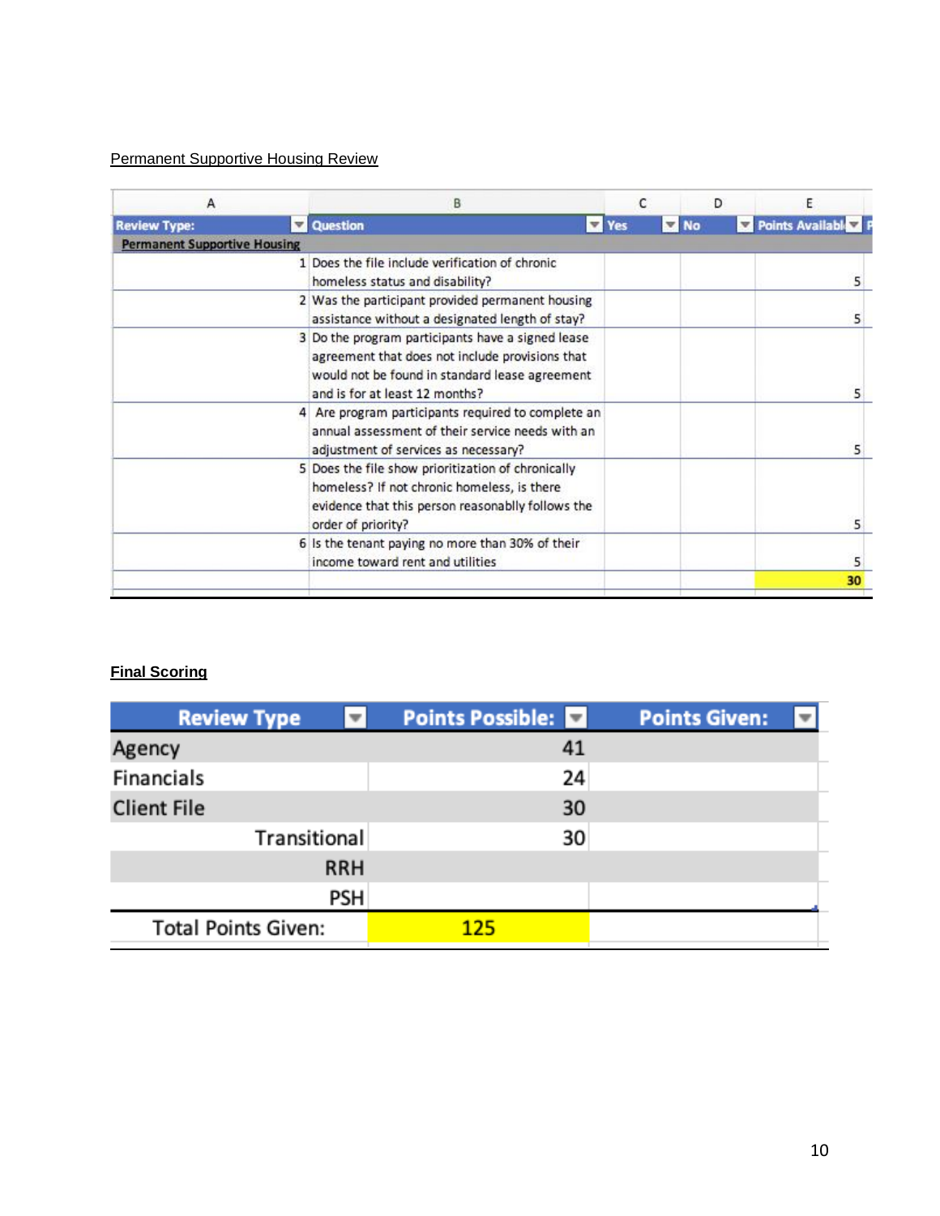Permanent Supportive Housing Review

| Review Type: | Question | Yes | No | Points Available |
|---|---|---|---|---|
| **Permanent Supportive Housing** | | | | |
| 1 | Does the file include verification of chronic homeless status and disability? | | | 5 |
| 2 | Was the participant provided permanent housing assistance without a designated length of stay? | | | 5 |
| 3 | Do the program participants have a signed lease agreement that does not include provisions that would not be found in standard lease agreement and is for at least 12 months? | | | 5 |
| 4 | Are program participants required to complete an annual assessment of their service needs with an adjustment of services as necessary? | | | 5 |
| 5 | Does the file show prioritization of chronically homeless? If not chronic homeless, is there evidence that this person reasonablly follows the order of priority? | | | 5 |
| 6 | Is the tenant paying no more than 30% of their income toward rent and utilities | | | 5 |
| | | | | **30** |

**Final Scoring**

| Review Type | Points Possible: | Points Given: |
|---|---|---|
| Agency | 41 | |
| Financials | 24 | |
| Client File | 30 | |
| Transitional | 30 | |
| RRH | | |
| PSH | | |
| Total Points Given: | 125 | |